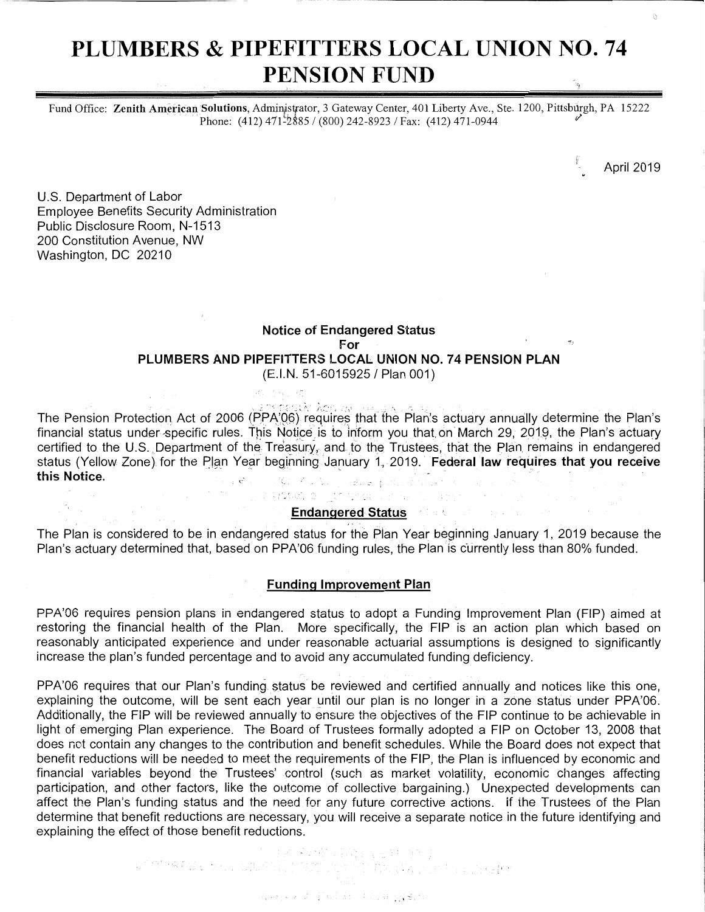# PLUMBERS & PIPEFITTERS LOCAL UNION NO. 74 PENSION FUND

Fund Office: **Zenith American Solutions**, Administrator, 3 Gateway Center, 401 Liberty Ave., Ste. 1200, Pittsburgh, PA 15222
Phone: (412) 471-2885 / (800) 242-8923 / Fax: (412) 471-0944

April 2019

U.S. Department of Labor
Employee Benefits Security Administration
Public Disclosure Room, N-1513
200 Constitution Avenue, NW
Washington, DC 20210

**Notice of Endangered Status**
**For**
**PLUMBERS AND PIPEFITTERS LOCAL UNION NO. 74 PENSION PLAN**
(E.I.N. 51-6015925 / Plan 001)

The Pension Protection Act of 2006 (PPA'06) requires that the Plan's actuary annually determine the Plan's financial status under specific rules. This Notice is to inform you that on March 29, 2019, the Plan's actuary certified to the U.S. Department of the Treasury, and to the Trustees, that the Plan remains in endangered status (Yellow Zone) for the Plan Year beginning January 1, 2019. **Federal law requires that you receive this Notice.**

**Endangered Status**

The Plan is considered to be in endangered status for the Plan Year beginning January 1, 2019 because the Plan's actuary determined that, based on PPA'06 funding rules, the Plan is currently less than 80% funded.

**Funding Improvement Plan**

PPA'06 requires pension plans in endangered status to adopt a Funding Improvement Plan (FIP) aimed at restoring the financial health of the Plan. More specifically, the FIP is an action plan which based on reasonably anticipated experience and under reasonable actuarial assumptions is designed to significantly increase the plan's funded percentage and to avoid any accumulated funding deficiency.

PPA'06 requires that our Plan's funding status be reviewed and certified annually and notices like this one, explaining the outcome, will be sent each year until our plan is no longer in a zone status under PPA'06. Additionally, the FIP will be reviewed annually to ensure the objectives of the FIP continue to be achievable in light of emerging Plan experience. The Board of Trustees formally adopted a FIP on October 13, 2008 that does not contain any changes to the contribution and benefit schedules. While the Board does not expect that benefit reductions will be needed to meet the requirements of the FIP, the Plan is influenced by economic and financial variables beyond the Trustees' control (such as market volatility, economic changes affecting participation, and other factors, like the outcome of collective bargaining.) Unexpected developments can affect the Plan's funding status and the need for any future corrective actions. If the Trustees of the Plan determine that benefit reductions are necessary, you will receive a separate notice in the future identifying and explaining the effect of those benefit reductions.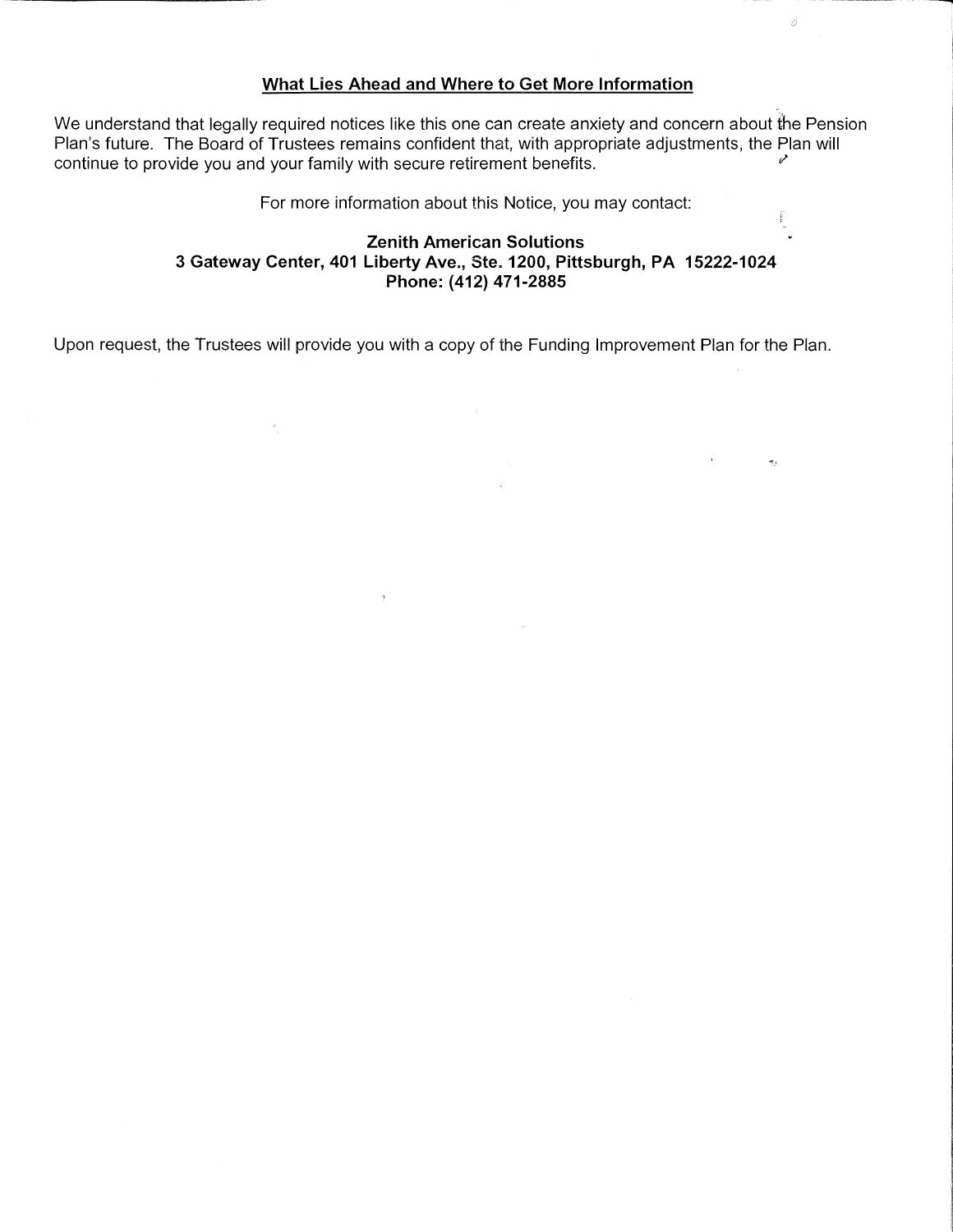## What Lies Ahead and Where to Get More Information

We understand that legally required notices like this one can create anxiety and concern about the Pension Plan's future. The Board of Trustees remains confident that, with appropriate adjustments, the Plan will continue to provide you and your family with secure retirement benefits.

For more information about this Notice, you may contact:

**Zenith American Solutions**
**3 Gateway Center, 401 Liberty Ave., Ste. 1200, Pittsburgh, PA 15222-1024**
**Phone: (412) 471-2885**

Upon request, the Trustees will provide you with a copy of the Funding Improvement Plan for the Plan.